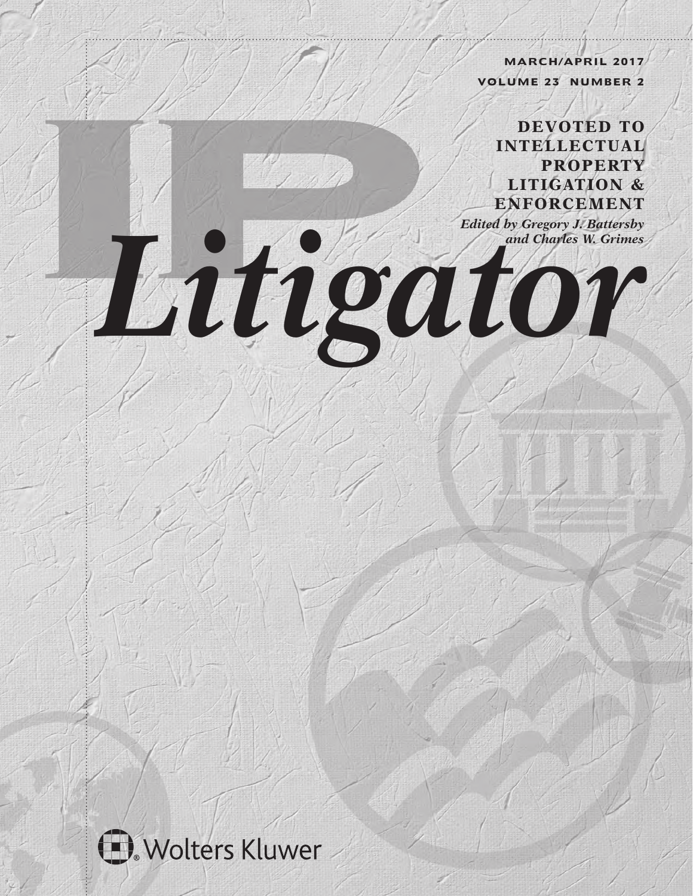MARCH/APRIL 2017

VOLUME 23 NUMBER 2

# IP *Litigator*

**DEVOTED TO INTELLECTUAL PROPERTY LITIGATION & ENFORCEMENT**

*Edited by Gregory J. Battersby and Charles W. Grimes*

Wolters Kluwer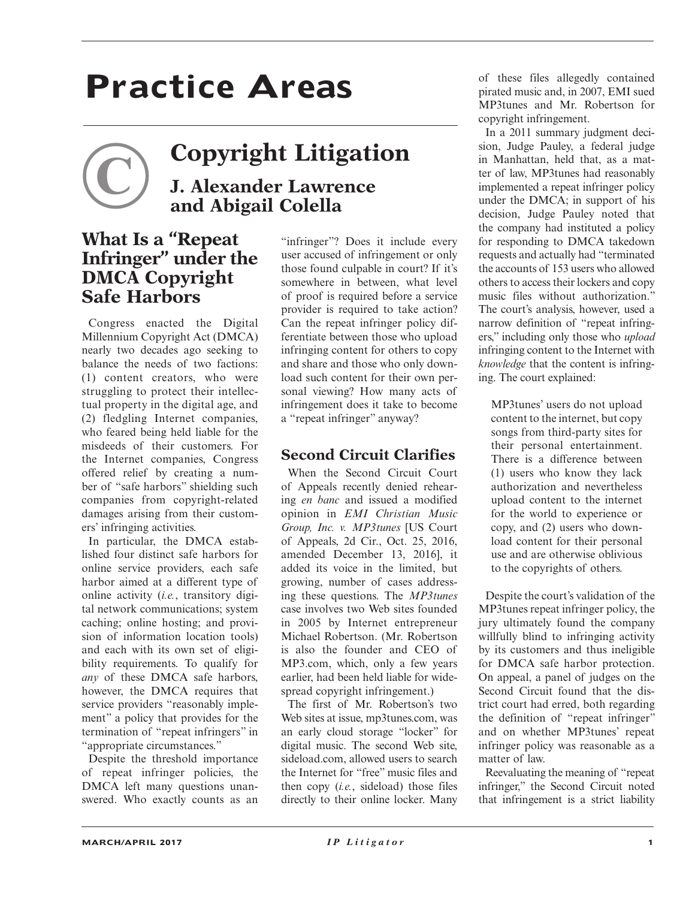# Practice Areas

## Copyright Litigation

**J. Alexander Lawrence and Abigail Colella**

### What Is a "Repeat Infringer" under the DMCA Copyright Safe Harbors

Congress enacted the Digital Millennium Copyright Act (DMCA) nearly two decades ago seeking to balance the needs of two factions: (1) content creators, who were struggling to protect their intellectual property in the digital age, and (2) fledgling Internet companies, who feared being held liable for the misdeeds of their customers. For the Internet companies, Congress offered relief by creating a number of "safe harbors" shielding such companies from copyright-related damages arising from their customers' infringing activities.

In particular, the DMCA established four distinct safe harbors for online service providers, each safe harbor aimed at a different type of online activity (*i.e.*, transitory digital network communications; system caching; online hosting; and provision of information location tools) and each with its own set of eligibility requirements. To qualify for *any* of these DMCA safe harbors, however, the DMCA requires that service providers "reasonably implement" a policy that provides for the termination of "repeat infringers" in "appropriate circumstances."

Despite the threshold importance of repeat infringer policies, the DMCA left many questions unanswered. Who exactly counts as an "infringer"? Does it include every user accused of infringement or only those found culpable in court? If it's somewhere in between, what level of proof is required before a service provider is required to take action? Can the repeat infringer policy differentiate between those who upload infringing content for others to copy and share and those who only download such content for their own personal viewing? How many acts of infringement does it take to become a "repeat infringer" anyway?

### Second Circuit Clarifies

When the Second Circuit Court of Appeals recently denied rehearing *en banc* and issued a modified opinion in *EMI Christian Music Group, Inc. v. MP3tunes* [US Court of Appeals, 2d Cir., Oct. 25, 2016, amended December 13, 2016], it added its voice in the limited, but growing, number of cases addressing these questions. The *MP3tunes* case involves two Web sites founded in 2005 by Internet entrepreneur Michael Robertson. (Mr. Robertson is also the founder and CEO of MP3.com, which, only a few years earlier, had been held liable for widespread copyright infringement.)

The first of Mr. Robertson's two Web sites at issue, mp3tunes.com, was an early cloud storage "locker" for digital music. The second Web site, sideload.com, allowed users to search the Internet for "free" music files and then copy (*i.e.*, sideload) those files directly to their online locker. Many of these files allegedly contained pirated music and, in 2007, EMI sued MP3tunes and Mr. Robertson for copyright infringement.

In a 2011 summary judgment decision, Judge Pauley, a federal judge in Manhattan, held that, as a matter of law, MP3tunes had reasonably implemented a repeat infringer policy under the DMCA; in support of his decision, Judge Pauley noted that the company had instituted a policy for responding to DMCA takedown requests and actually had "terminated the accounts of 153 users who allowed others to access their lockers and copy music files without authorization." The court's analysis, however, used a narrow definition of "repeat infringers," including only those who *upload* infringing content to the Internet with *knowledge* that the content is infringing. The court explained:

> MP3tunes' users do not upload content to the internet, but copy songs from third-party sites for their personal entertainment. There is a difference between (1) users who know they lack authorization and nevertheless upload content to the internet for the world to experience or copy, and (2) users who download content for their personal use and are otherwise oblivious to the copyrights of others.

Despite the court's validation of the MP3tunes repeat infringer policy, the jury ultimately found the company willfully blind to infringing activity by its customers and thus ineligible for DMCA safe harbor protection. On appeal, a panel of judges on the Second Circuit found that the district court had erred, both regarding the definition of "repeat infringer" and on whether MP3tunes' repeat infringer policy was reasonable as a matter of law.

Reevaluating the meaning of "repeat infringer," the Second Circuit noted that infringement is a strict liability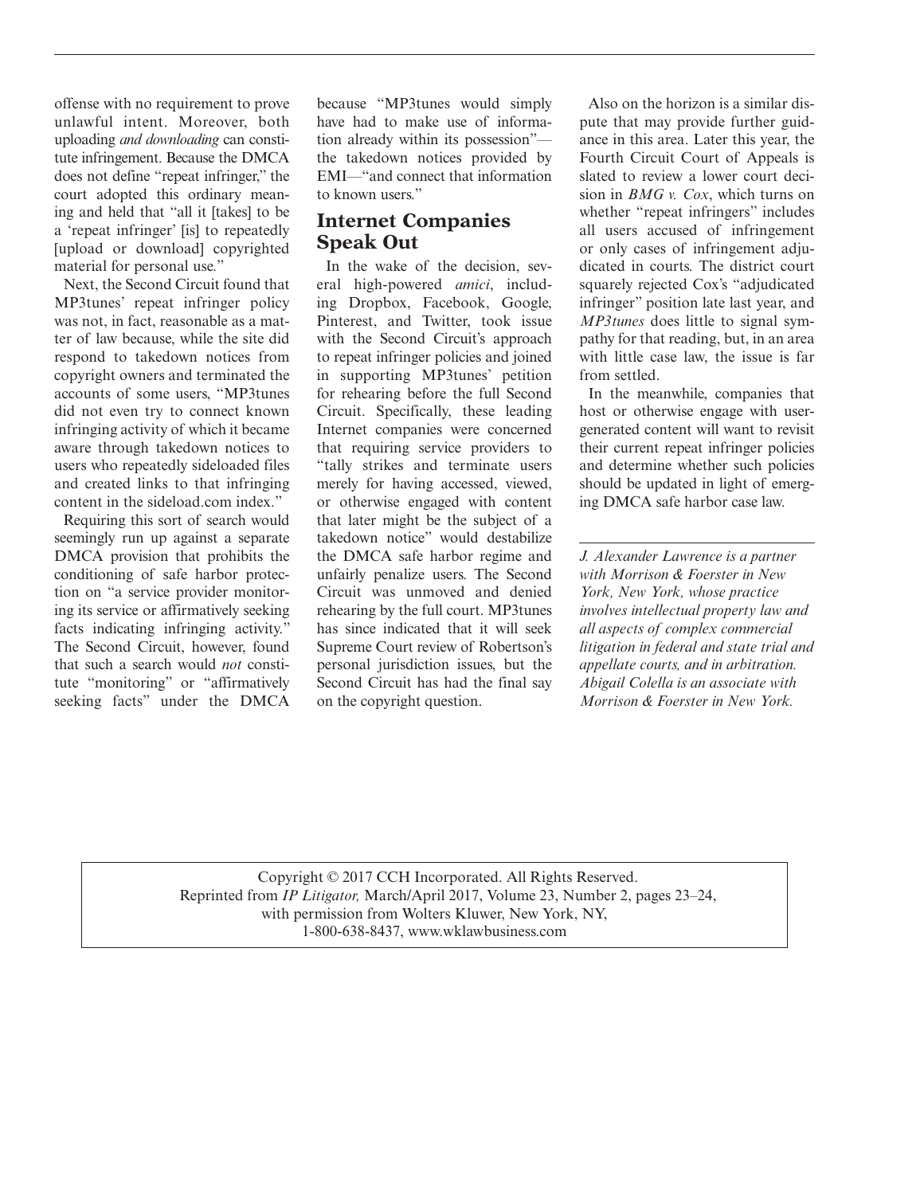offense with no requirement to prove unlawful intent. Moreover, both uploading *and downloading* can constitute infringement. Because the DMCA does not define "repeat infringer," the court adopted this ordinary meaning and held that "all it [takes] to be a 'repeat infringer' [is] to repeatedly [upload or download] copyrighted material for personal use."

Next, the Second Circuit found that MP3tunes' repeat infringer policy was not, in fact, reasonable as a matter of law because, while the site did respond to takedown notices from copyright owners and terminated the accounts of some users, "MP3tunes did not even try to connect known infringing activity of which it became aware through takedown notices to users who repeatedly sideloaded files and created links to that infringing content in the sideload.com index."

Requiring this sort of search would seemingly run up against a separate DMCA provision that prohibits the conditioning of safe harbor protection on "a service provider monitoring its service or affirmatively seeking facts indicating infringing activity." The Second Circuit, however, found that such a search would *not* constitute "monitoring" or "affirmatively seeking facts" under the DMCA because "MP3tunes would simply have had to make use of information already within its possession"—the takedown notices provided by EMI—"and connect that information to known users."

## Internet Companies Speak Out

In the wake of the decision, several high-powered *amici*, including Dropbox, Facebook, Google, Pinterest, and Twitter, took issue with the Second Circuit's approach to repeat infringer policies and joined in supporting MP3tunes' petition for rehearing before the full Second Circuit. Specifically, these leading Internet companies were concerned that requiring service providers to "tally strikes and terminate users merely for having accessed, viewed, or otherwise engaged with content that later might be the subject of a takedown notice" would destabilize the DMCA safe harbor regime and unfairly penalize users. The Second Circuit was unmoved and denied rehearing by the full court. MP3tunes has since indicated that it will seek Supreme Court review of Robertson's personal jurisdiction issues, but the Second Circuit has had the final say on the copyright question.

Also on the horizon is a similar dispute that may provide further guidance in this area. Later this year, the Fourth Circuit Court of Appeals is slated to review a lower court decision in *BMG v. Cox*, which turns on whether "repeat infringers" includes all users accused of infringement or only cases of infringement adjudicated in courts. The district court squarely rejected Cox's "adjudicated infringer" position late last year, and *MP3tunes* does little to signal sympathy for that reading, but, in an area with little case law, the issue is far from settled.

In the meanwhile, companies that host or otherwise engage with user-generated content will want to revisit their current repeat infringer policies and determine whether such policies should be updated in light of emerging DMCA safe harbor case law.

---

*J. Alexander Lawrence is a partner with Morrison & Foerster in New York, New York, whose practice involves intellectual property law and all aspects of complex commercial litigation in federal and state trial and appellate courts, and in arbitration. Abigail Colella is an associate with Morrison & Foerster in New York.*

Copyright © 2017 CCH Incorporated. All Rights Reserved.
Reprinted from *IP Litigator,* March/April 2017, Volume 23, Number 2, pages 23–24, with permission from Wolters Kluwer, New York, NY, 1-800-638-8437, www.wklawbusiness.com